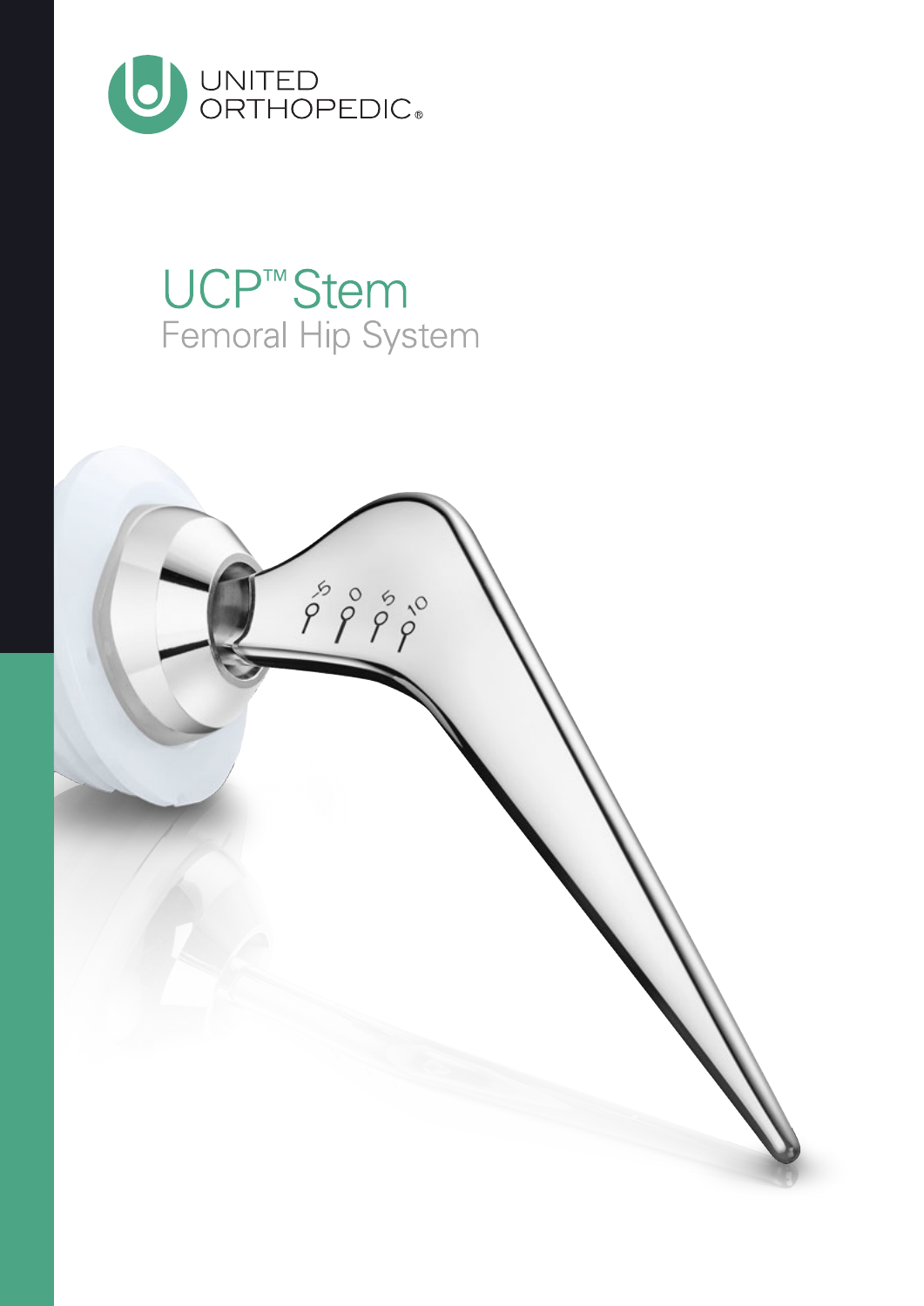UNITED ORTHOPEDIC®

# UCP™ Stem

## Femoral Hip System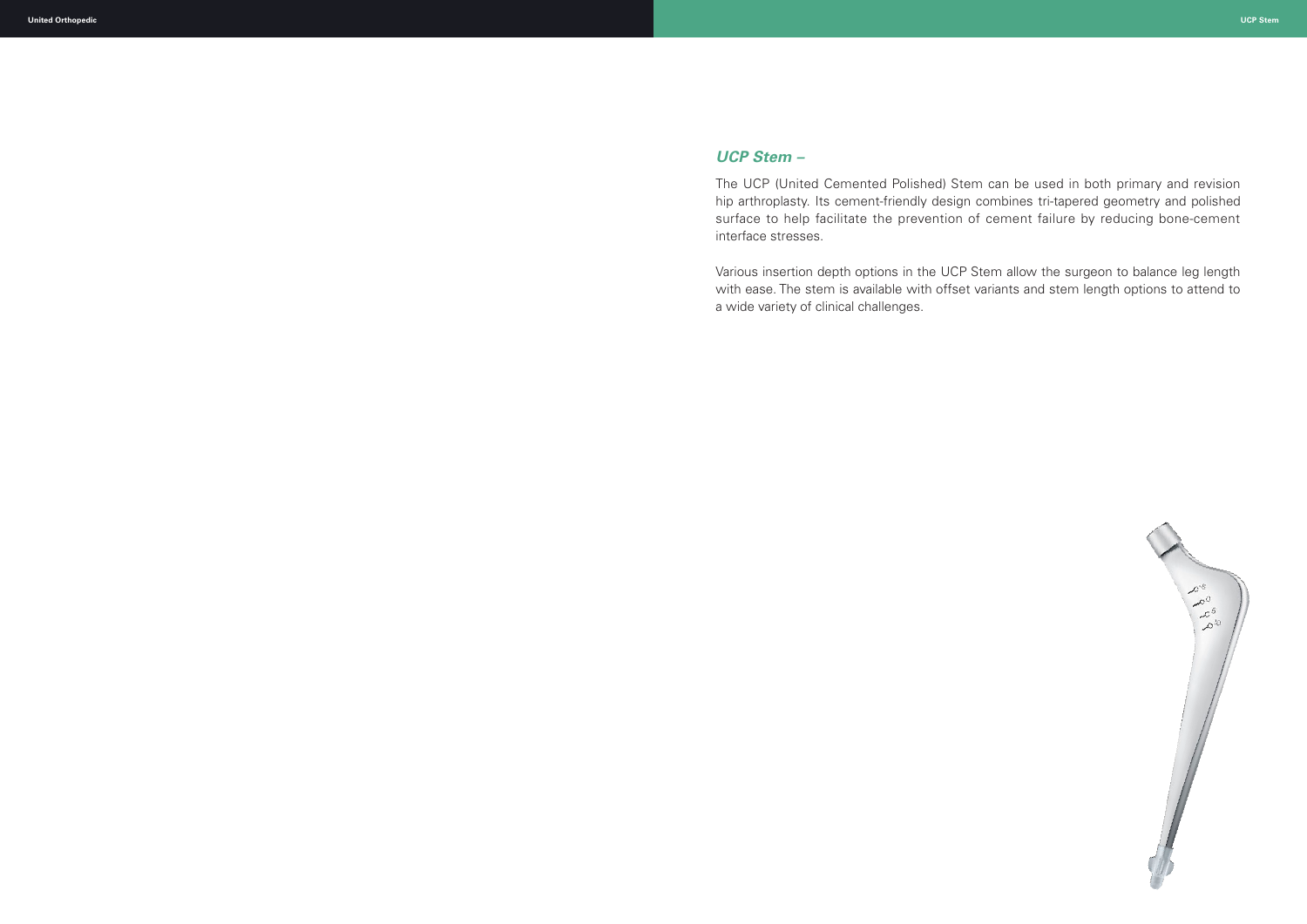## *UCP Stem –*

The UCP (United Cemented Polished) Stem can be used in both primary and revision hip arthroplasty. Its cement-friendly design combines tri-tapered geometry and polished surface to help facilitate the prevention of cement failure by reducing bone-cement interface stresses.

Various insertion depth options in the UCP Stem allow the surgeon to balance leg length with ease. The stem is available with offset variants and stem length options to attend to a wide variety of clinical challenges.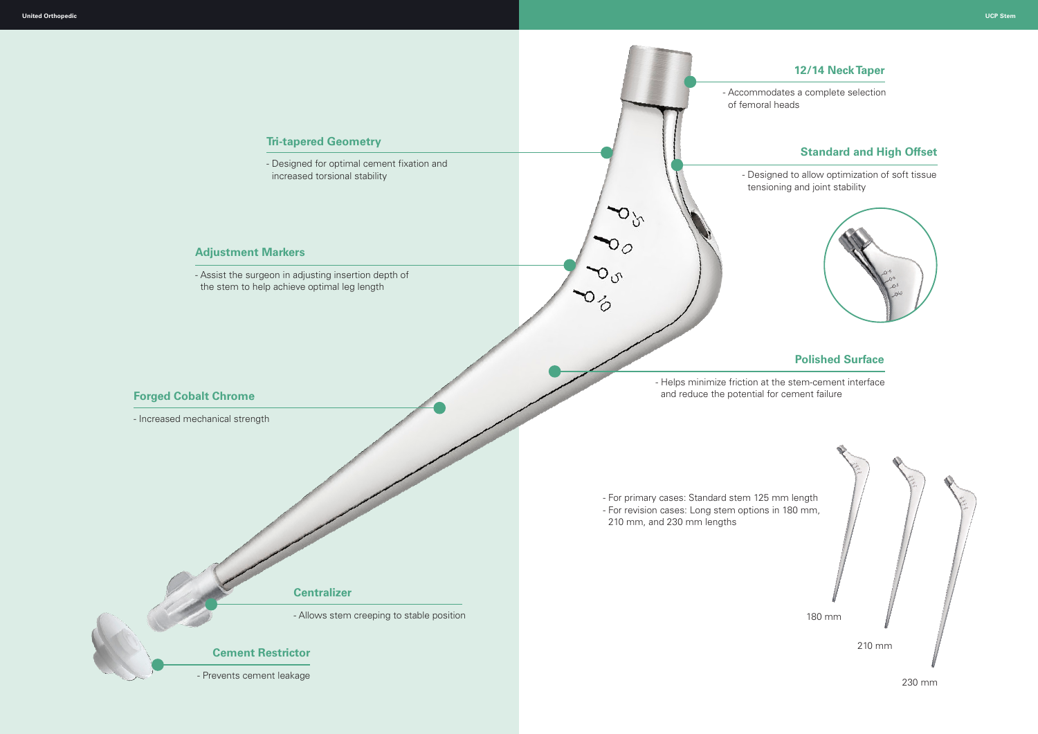### 12/14 Neck Taper

- Accommodates a complete selection of femoral heads

### Tri-tapered Geometry

- Designed for optimal cement fixation and increased torsional stability

### Standard and High Offset

- Designed to allow optimization of soft tissue tensioning and joint stability

### Adjustment Markers

- Assist the surgeon in adjusting insertion depth of the stem to help achieve optimal leg length

### Polished Surface

- Helps minimize friction at the stem-cement interface and reduce the potential for cement failure

### Forged Cobalt Chrome

- Increased mechanical strength

- For primary cases: Standard stem 125 mm length
- For revision cases: Long stem options in 180 mm, 210 mm, and 230 mm lengths

180 mm

210 mm

230 mm

### Centralizer

- Allows stem creeping to stable position

### Cement Restrictor

- Prevents cement leakage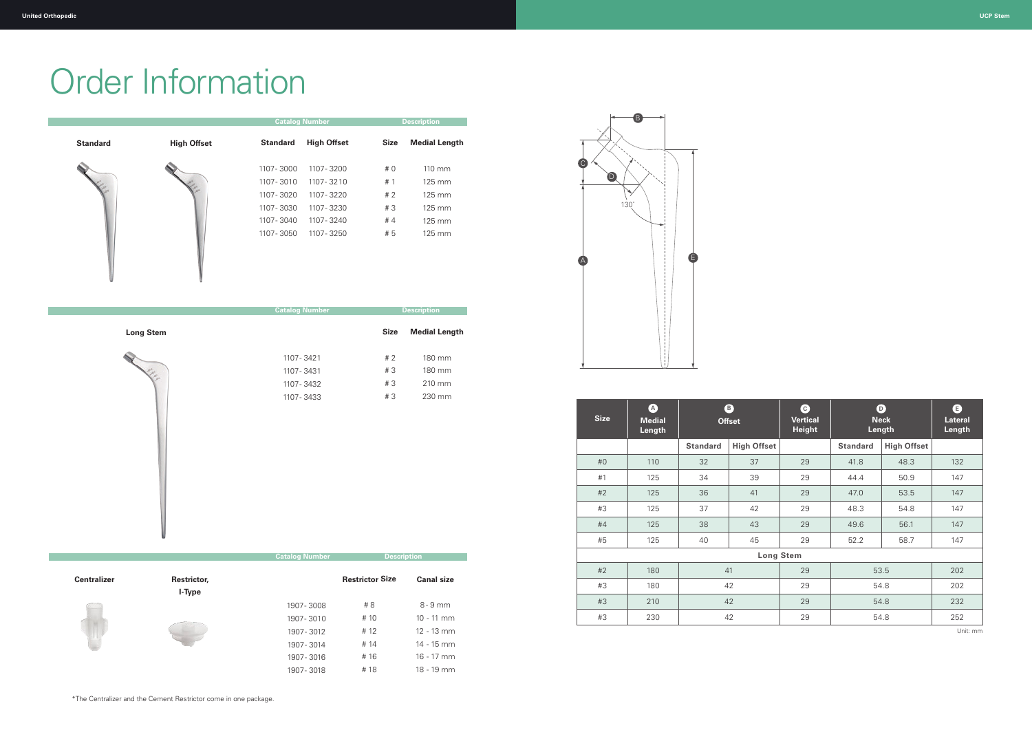// Order Information

| Standard | High Offset | Catalog Number: Standard | Catalog Number: High Offset | Size | Medial Length |
|---|---|---|---|---|---|
| | | 1107-3000 | 1107-3200 | # 0 | 110 mm |
| | | 1107-3010 | 1107-3210 | # 1 | 125 mm |
| | | 1107-3020 | 1107-3220 | # 2 | 125 mm |
| | | 1107-3030 | 1107-3230 | # 3 | 125 mm |
| | | 1107-3040 | 1107-3240 | # 4 | 125 mm |
| | | 1107-3050 | 1107-3250 | # 5 | 125 mm |

**Long Stem**

| Catalog Number | Size | Medial Length |
|---|---|---|
| 1107-3421 | # 2 | 180 mm |
| 1107-3431 | # 3 | 180 mm |
| 1107-3432 | # 3 | 210 mm |
| 1107-3433 | # 3 | 230 mm |

**Centralizer** / **Restrictor, I-Type**

| Catalog Number | Restrictor Size | Canal size |
|---|---|---|
| 1907-3008 | # 8 | 8 - 9 mm |
| 1907-3010 | # 10 | 10 - 11 mm |
| 1907-3012 | # 12 | 12 - 13 mm |
| 1907-3014 | # 14 | 14 - 15 mm |
| 1907-3016 | # 16 | 16 - 17 mm |
| 1907-3018 | # 18 | 18 - 19 mm |

| Size | A Medial Length | B Offset | | C Vertical Height | D Neck Length | | E Lateral Length |
|---|---|---|---|---|---|---|---|
| | | Standard | High Offset | | Standard | High Offset | |
| #0 | 110 | 32 | 37 | 29 | 41.8 | 48.3 | 132 |
| #1 | 125 | 34 | 39 | 29 | 44.4 | 50.9 | 147 |
| #2 | 125 | 36 | 41 | 29 | 47.0 | 53.5 | 147 |
| #3 | 125 | 37 | 42 | 29 | 48.3 | 54.8 | 147 |
| #4 | 125 | 38 | 43 | 29 | 49.6 | 56.1 | 147 |
| #5 | 125 | 40 | 45 | 29 | 52.2 | 58.7 | 147 |
| **Long Stem** | | | | | | | |
| #2 | 180 | 41 | | 29 | 53.5 | | 202 |
| #3 | 180 | 42 | | 29 | 54.8 | | 202 |
| #3 | 210 | 42 | | 29 | 54.8 | | 232 |
| #3 | 230 | 42 | | 29 | 54.8 | | 252 |

Unit: mm

*The Centralizer and the Cement Restrictor come in one package.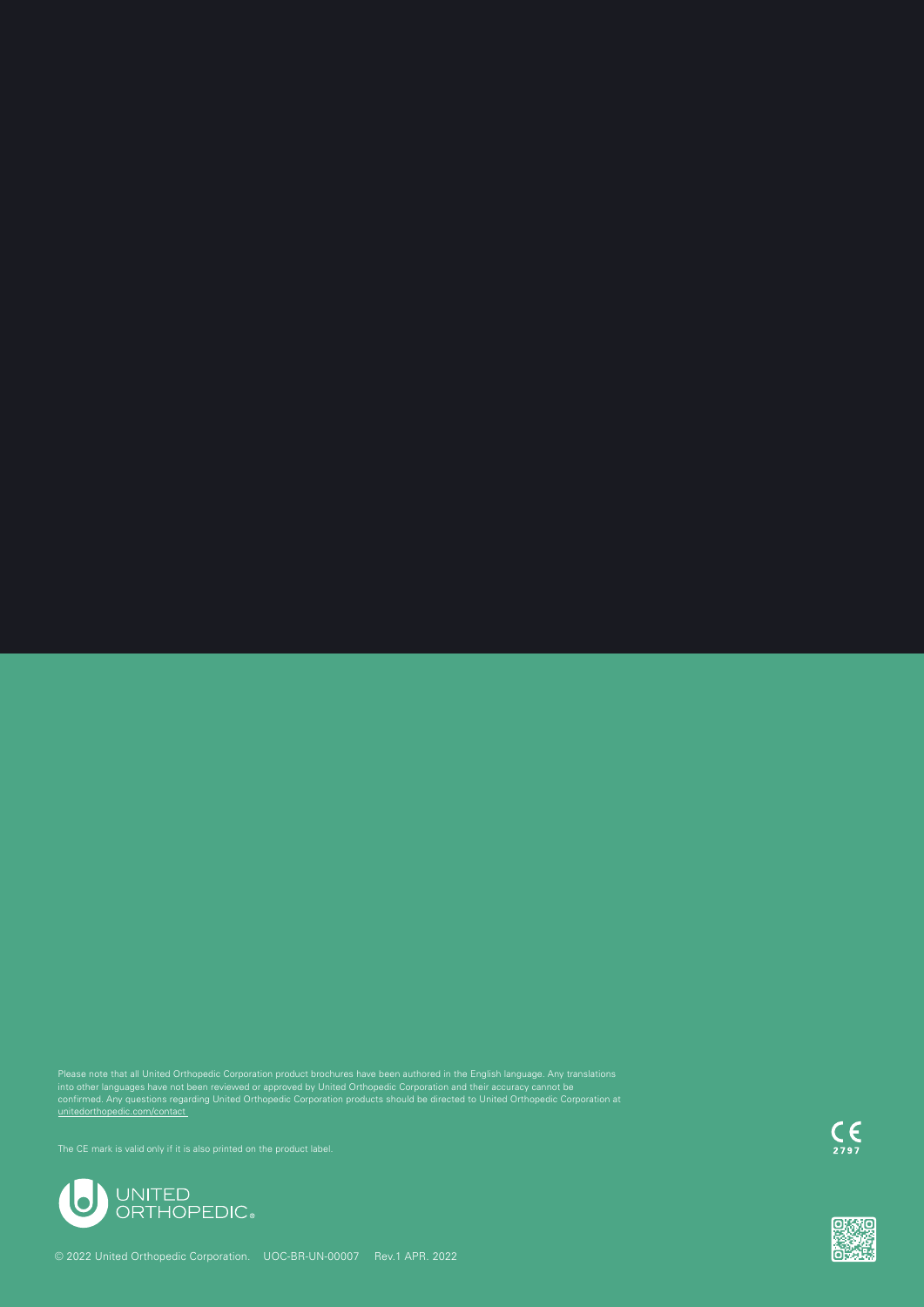Please note that all United Orthopedic Corporation product brochures have been authored in the English language. Any translations into other languages have not been reviewed or approved by United Orthopedic Corporation and their accuracy cannot be confirmed. Any questions regarding United Orthopedic Corporation products should be directed to United Orthopedic Corporation at unitedorthopedic.com/contact

The CE mark is valid only if it is also printed on the product label.

CE 2797

UNITED ORTHOPEDIC®

© 2022 United Orthopedic Corporation. UOC-BR-UN-00007 Rev.1 APR. 2022